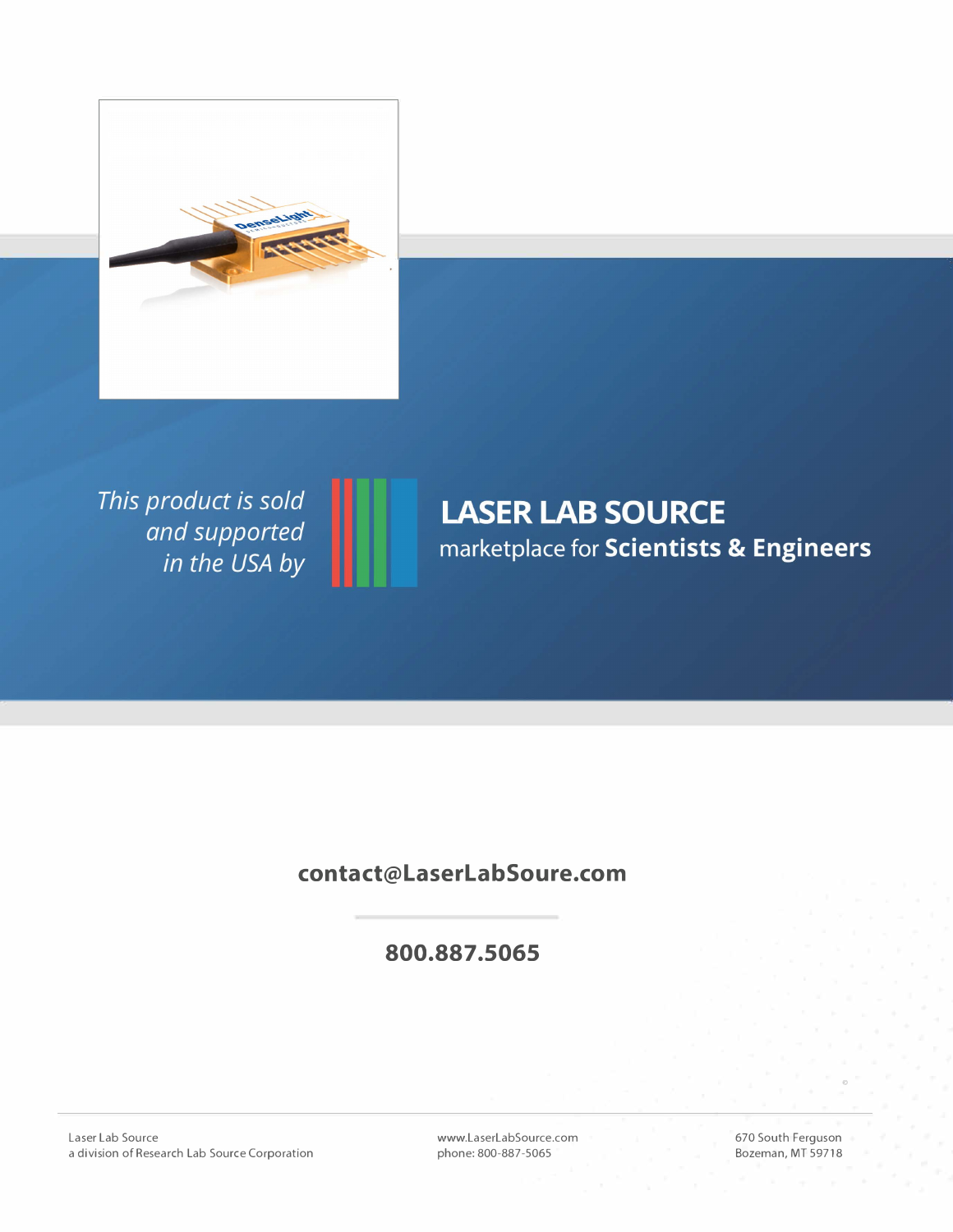*This product is sold and supported in the USA by*

# LASER LAB SOURCE

marketplace for **Scientists & Engineers**

**contact@LaserLabSoure.com**

**800.887.5065**

Laser Lab Source
a division of Research Lab Source Corporation

www.LaserLabSource.com
phone: 800-887-5065

670 South Ferguson
Bozeman, MT 59718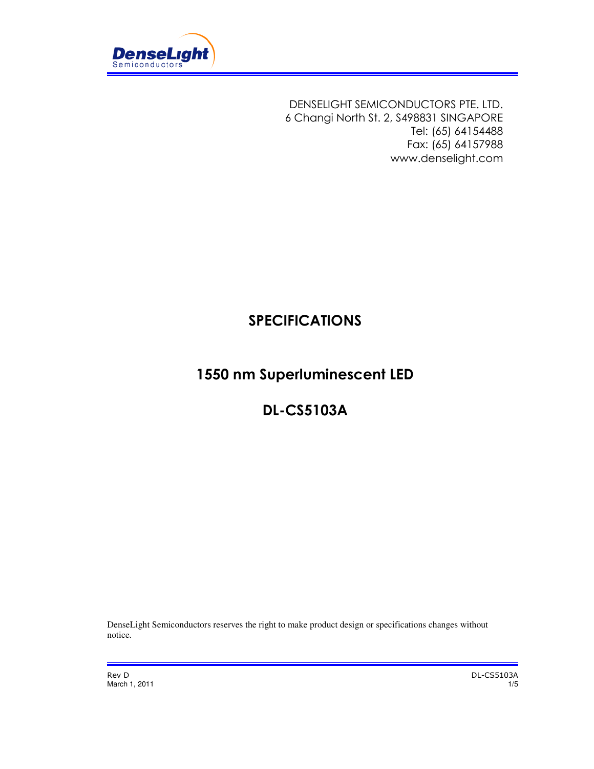DENSELIGHT SEMICONDUCTORS PTE. LTD.
6 Changi North St. 2, S498831 SINGAPORE
Tel: (65) 64154488
Fax: (65) 64157988
www.denselight.com

# SPECIFICATIONS

## 1550 nm Superluminescent LED

## DL-CS5103A

DenseLight Semiconductors reserves the right to make product design or specifications changes without notice.

Rev D
March 1, 2011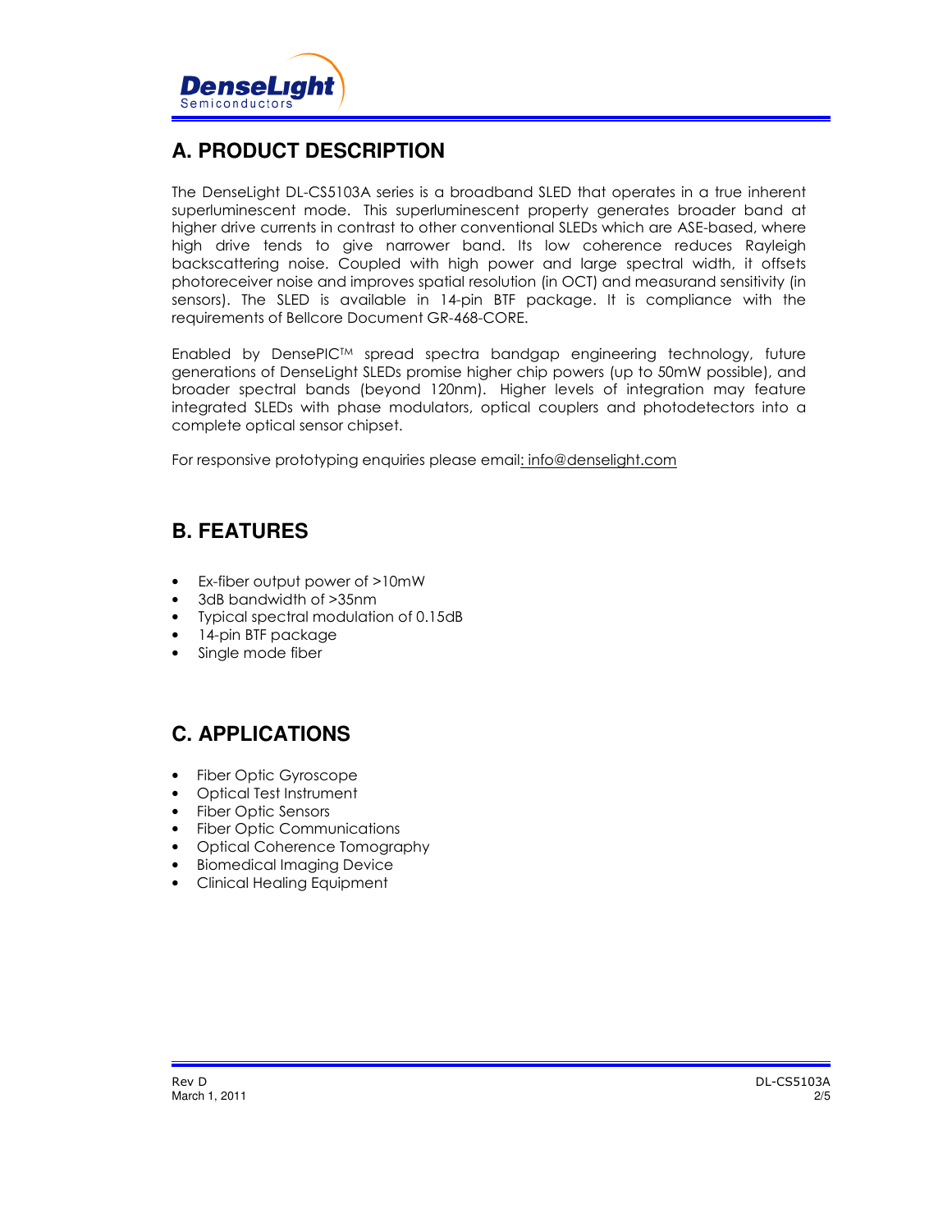## A. PRODUCT DESCRIPTION

The DenseLight DL-CS5103A series is a broadband SLED that operates in a true inherent superluminescent mode. This superluminescent property generates broader band at higher drive currents in contrast to other conventional SLEDs which are ASE-based, where high drive tends to give narrower band. Its low coherence reduces Rayleigh backscattering noise. Coupled with high power and large spectral width, it offsets photoreceiver noise and improves spatial resolution (in OCT) and measurand sensitivity (in sensors). The SLED is available in 14-pin BTF package. It is compliance with the requirements of Bellcore Document GR-468-CORE.

Enabled by DensePIC™ spread spectra bandgap engineering technology, future generations of DenseLight SLEDs promise higher chip powers (up to 50mW possible), and broader spectral bands (beyond 120nm). Higher levels of integration may feature integrated SLEDs with phase modulators, optical couplers and photodetectors into a complete optical sensor chipset.

For responsive prototyping enquiries please email: info@denselight.com

## B. FEATURES

- Ex-fiber output power of >10mW
- 3dB bandwidth of >35nm
- Typical spectral modulation of 0.15dB
- 14-pin BTF package
- Single mode fiber

## C. APPLICATIONS

- Fiber Optic Gyroscope
- Optical Test Instrument
- Fiber Optic Sensors
- Fiber Optic Communications
- Optical Coherence Tomography
- Biomedical Imaging Device
- Clinical Healing Equipment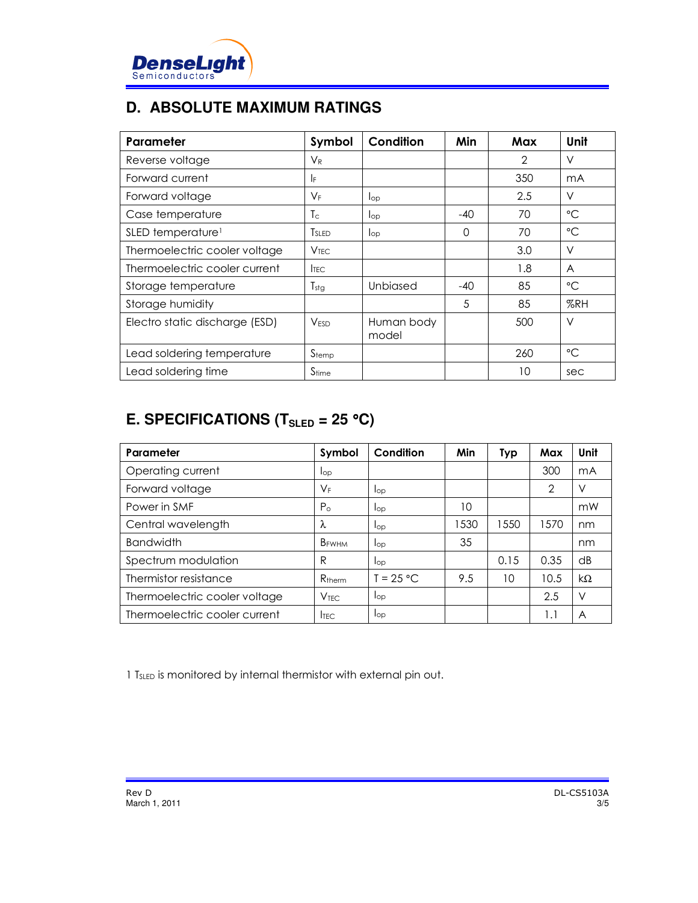## D. ABSOLUTE MAXIMUM RATINGS

| Parameter | Symbol | Condition | Min | Max | Unit |
|---|---|---|---|---|---|
| Reverse voltage | $V_R$ | | | 2 | V |
| Forward current | $I_F$ | | | 350 | mA |
| Forward voltage | $V_F$ | $I_{op}$ | | 2.5 | V |
| Case temperature | $T_c$ | $I_{op}$ | -40 | 70 | °C |
| SLED temperature[1] | $T_{SLED}$ | $I_{op}$ | 0 | 70 | °C |
| Thermoelectric cooler voltage | $V_{TEC}$ | | | 3.0 | V |
| Thermoelectric cooler current | $I_{TEC}$ | | | 1.8 | A |
| Storage temperature | $T_{stg}$ | Unbiased | -40 | 85 | °C |
| Storage humidity | | | 5 | 85 | %RH |
| Electro static discharge (ESD) | $V_{ESD}$ | Human body model | | 500 | V |
| Lead soldering temperature | $S_{temp}$ | | | 260 | °C |
| Lead soldering time | $S_{time}$ | | | 10 | sec |

## E. SPECIFICATIONS ($T_{SLED}$ = 25 °C)

| Parameter | Symbol | Condition | Min | Typ | Max | Unit |
|---|---|---|---|---|---|---|
| Operating current | $I_{op}$ | | | | 300 | mA |
| Forward voltage | $V_F$ | $I_{op}$ | | | 2 | V |
| Power in SMF | $P_o$ | $I_{op}$ | 10 | | | mW |
| Central wavelength | $\lambda$ | $I_{op}$ | 1530 | 1550 | 1570 | nm |
| Bandwidth | $B_{FWHM}$ | $I_{op}$ | 35 | | | nm |
| Spectrum modulation | R | $I_{op}$ | | 0.15 | 0.35 | dB |
| Thermistor resistance | $R_{therm}$ | T = 25 °C | 9.5 | 10 | 10.5 | kΩ |
| Thermoelectric cooler voltage | $V_{TEC}$ | $I_{op}$ | | | 2.5 | V |
| Thermoelectric cooler current | $I_{TEC}$ | $I_{op}$ | | | 1.1 | A |

1 $T_{SLED}$ is monitored by internal thermistor with external pin out.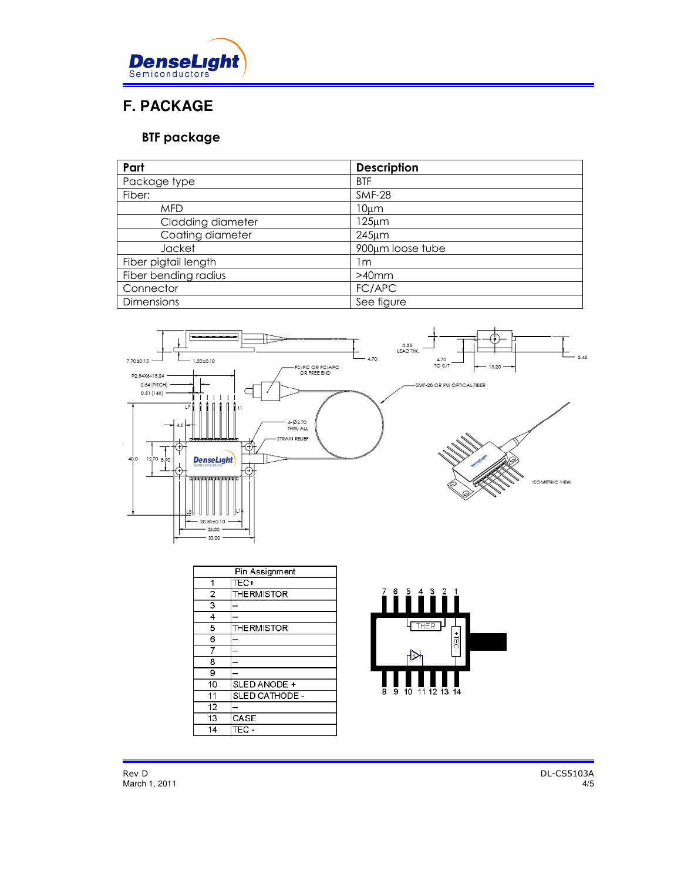## F. PACKAGE

### BTF package

| Part | Description |
|---|---|
| Package type | BTF |
| Fiber: | SMF-28 |
| MFD | 10µm |
| Cladding diameter | 125µm |
| Coating diameter | 245µm |
| Jacket | 900µm loose tube |
| Fiber pigtail length | 1m |
| Fiber bending radius | >40mm |
| Connector | FC/APC |
| Dimensions | See figure |

| Pin Assignment | |
|---|---|
| 1 | TEC+ |
| 2 | THERMISTOR |
| 3 | – |
| 4 | – |
| 5 | THERMISTOR |
| 6 | – |
| 7 | – |
| 8 | – |
| 9 | – |
| 10 | SLED ANODE + |
| 11 | SLED CATHODE - |
| 12 | – |
| 13 | CASE |
| 14 | TEC - |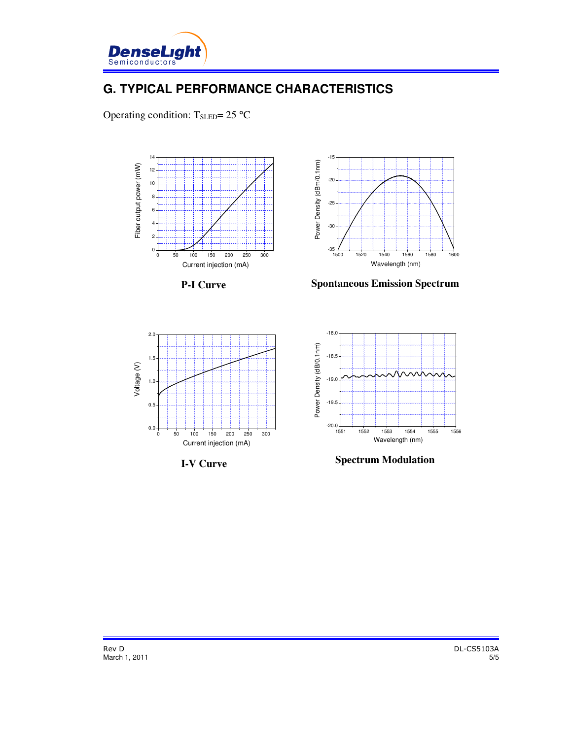## G. TYPICAL PERFORMANCE CHARACTERISTICS

Operating condition: $T_{SLED}$= 25 °C

Fiber output power (mW)
14
12
10
8
6
4
2
0
0 50 100 150 200 250 300
Current injection (mA)

**P-I Curve**

Power Density (dBm/0.1nm)
-15
-20
-25
-30
-35
1500 1520 1540 1560 1580 1600
Wavelength (nm)

**Spontaneous Emission Spectrum**

Voltage (V)
2.0
1.5
1.0
0.5
0.0
0 50 100 150 200 250 300
Current injection (mA)

**I-V Curve**

Power Density (dB/0.1nm)
-18.0
-18.5
-19.0
-19.5
-20.0
1551 1552 1553 1554 1555 1556
Wavelength (nm)

**Spectrum Modulation**

Rev D
March 1, 2011

DL-CS5103A